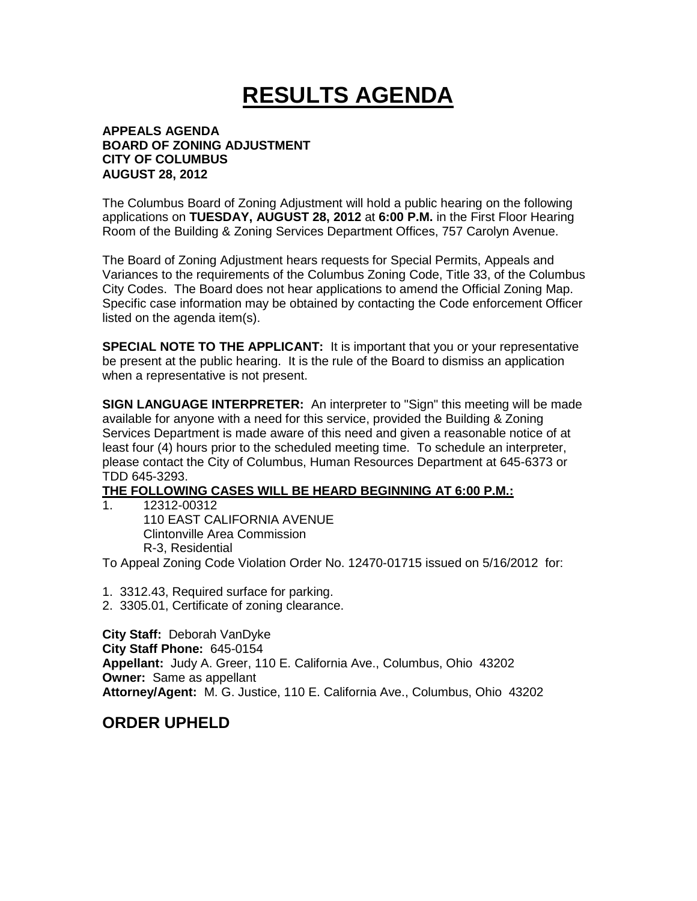# RESULTS AGENDA

**APPEALS AGENDA**
**BOARD OF ZONING ADJUSTMENT**
**CITY OF COLUMBUS**
**AUGUST 28, 2012**

The Columbus Board of Zoning Adjustment will hold a public hearing on the following applications on **TUESDAY, AUGUST 28, 2012** at **6:00 P.M.** in the First Floor Hearing Room of the Building & Zoning Services Department Offices, 757 Carolyn Avenue.

The Board of Zoning Adjustment hears requests for Special Permits, Appeals and Variances to the requirements of the Columbus Zoning Code, Title 33, of the Columbus City Codes. The Board does not hear applications to amend the Official Zoning Map. Specific case information may be obtained by contacting the Code enforcement Officer listed on the agenda item(s).

**SPECIAL NOTE TO THE APPLICANT:** It is important that you or your representative be present at the public hearing. It is the rule of the Board to dismiss an application when a representative is not present.

**SIGN LANGUAGE INTERPRETER:** An interpreter to "Sign" this meeting will be made available for anyone with a need for this service, provided the Building & Zoning Services Department is made aware of this need and given a reasonable notice of at least four (4) hours prior to the scheduled meeting time. To schedule an interpreter, please contact the City of Columbus, Human Resources Department at 645-6373 or TDD 645-3293.

**THE FOLLOWING CASES WILL BE HEARD BEGINNING AT 6:00 P.M.:**

1. 12312-00312
   110 EAST CALIFORNIA AVENUE
   Clintonville Area Commission
   R-3, Residential

To Appeal Zoning Code Violation Order No. 12470-01715 issued on 5/16/2012 for:

1. 3312.43, Required surface for parking.
2. 3305.01, Certificate of zoning clearance.

**City Staff:** Deborah VanDyke
**City Staff Phone:** 645-0154
**Appellant:** Judy A. Greer, 110 E. California Ave., Columbus, Ohio 43202
**Owner:** Same as appellant
**Attorney/Agent:** M. G. Justice, 110 E. California Ave., Columbus, Ohio 43202

## ORDER UPHELD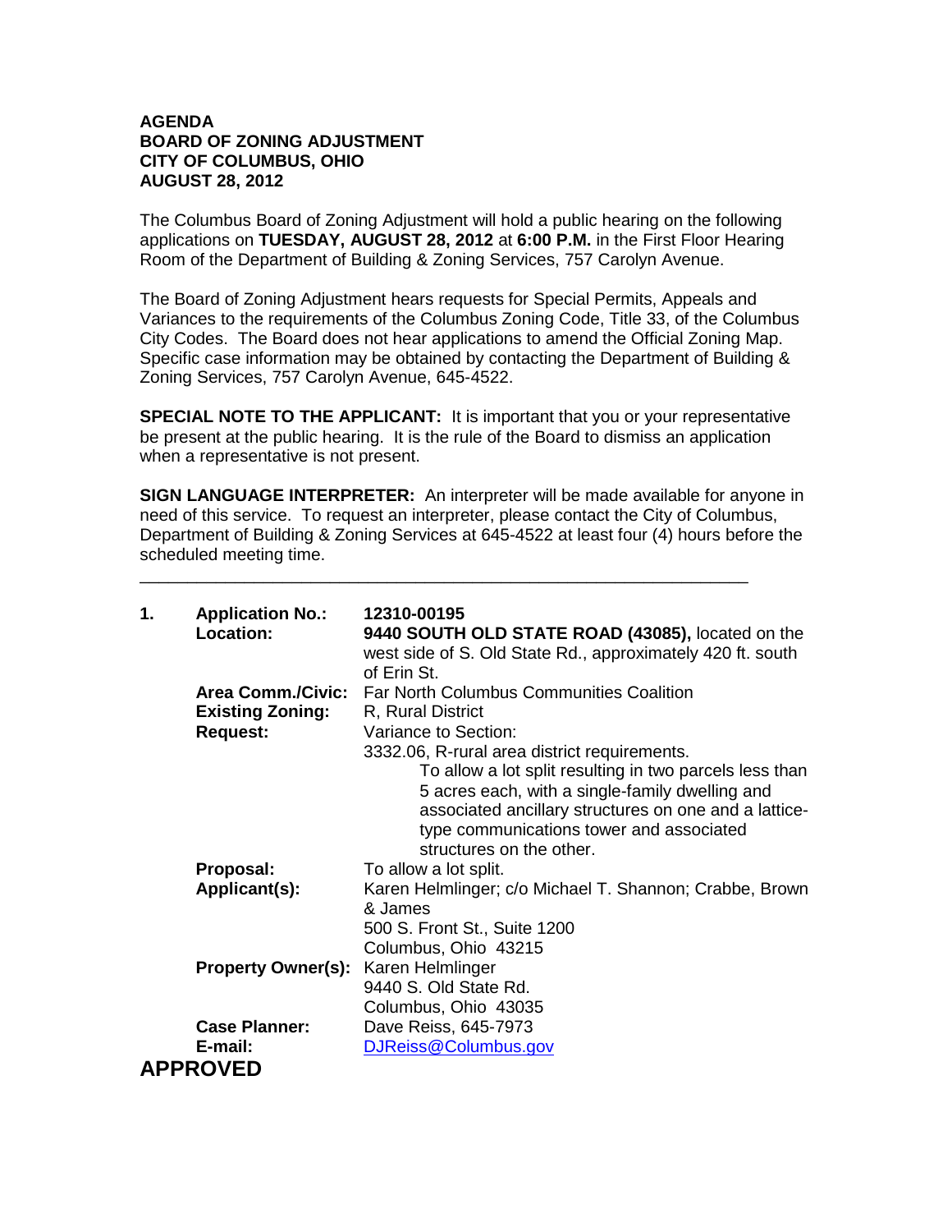**AGENDA**
**BOARD OF ZONING ADJUSTMENT**
**CITY OF COLUMBUS, OHIO**
**AUGUST 28, 2012**

The Columbus Board of Zoning Adjustment will hold a public hearing on the following applications on **TUESDAY, AUGUST 28, 2012** at **6:00 P.M.** in the First Floor Hearing Room of the Department of Building & Zoning Services, 757 Carolyn Avenue.

The Board of Zoning Adjustment hears requests for Special Permits, Appeals and Variances to the requirements of the Columbus Zoning Code, Title 33, of the Columbus City Codes. The Board does not hear applications to amend the Official Zoning Map. Specific case information may be obtained by contacting the Department of Building & Zoning Services, 757 Carolyn Avenue, 645-4522.

**SPECIAL NOTE TO THE APPLICANT:** It is important that you or your representative be present at the public hearing. It is the rule of the Board to dismiss an application when a representative is not present.

**SIGN LANGUAGE INTERPRETER:** An interpreter will be made available for anyone in need of this service. To request an interpreter, please contact the City of Columbus, Department of Building & Zoning Services at 645-4522 at least four (4) hours before the scheduled meeting time.

---

**1. Application No.:** **12310-00195**

**Location:** **9440 SOUTH OLD STATE ROAD (43085),** located on the west side of S. Old State Rd., approximately 420 ft. south of Erin St.

**Area Comm./Civic:** Far North Columbus Communities Coalition

**Existing Zoning:** R, Rural District

**Request:** Variance to Section:

3332.06, R-rural area district requirements.

To allow a lot split resulting in two parcels less than 5 acres each, with a single-family dwelling and associated ancillary structures on one and a lattice-type communications tower and associated structures on the other.

**Proposal:** To allow a lot split.

**Applicant(s):** Karen Helmlinger; c/o Michael T. Shannon; Crabbe, Brown & James
500 S. Front St., Suite 1200
Columbus, Ohio 43215

**Property Owner(s):** Karen Helmlinger
9440 S. Old State Rd.
Columbus, Ohio 43035

**Case Planner:** Dave Reiss, 645-7973

**E-mail:** DJReiss@Columbus.gov

**APPROVED**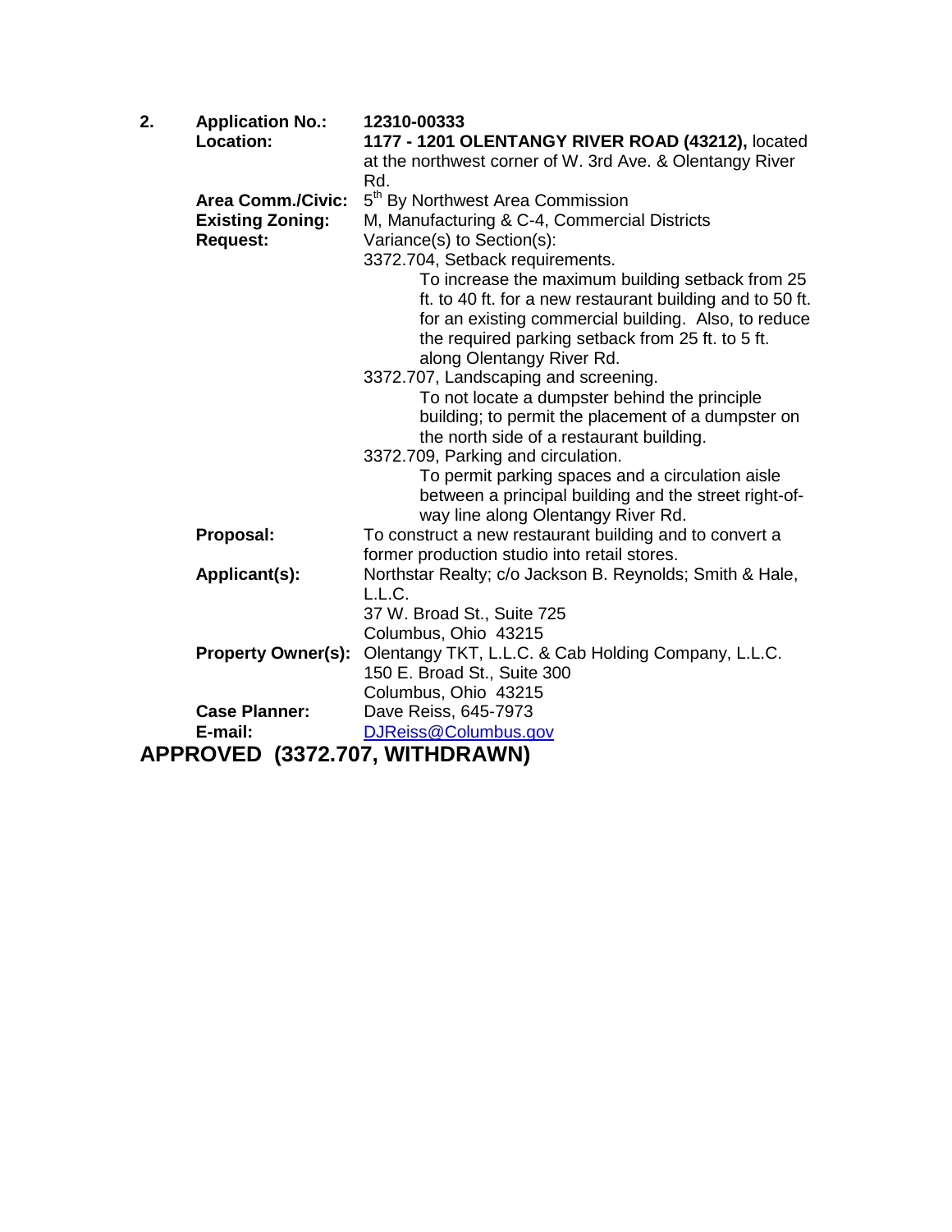**2.** **Application No.:** **12310-00333**

**Location:** **1177 - 1201 OLENTANGY RIVER ROAD (43212),** located at the northwest corner of W. 3rd Ave. & Olentangy River Rd.

**Area Comm./Civic:** 5th By Northwest Area Commission

**Existing Zoning:** M, Manufacturing & C-4, Commercial Districts

**Request:** Variance(s) to Section(s):

3372.704, Setback requirements.

To increase the maximum building setback from 25 ft. to 40 ft. for a new restaurant building and to 50 ft. for an existing commercial building. Also, to reduce the required parking setback from 25 ft. to 5 ft. along Olentangy River Rd.

3372.707, Landscaping and screening.

To not locate a dumpster behind the principle building; to permit the placement of a dumpster on the north side of a restaurant building.

3372.709, Parking and circulation.

To permit parking spaces and a circulation aisle between a principal building and the street right-of-way line along Olentangy River Rd.

**Proposal:** To construct a new restaurant building and to convert a former production studio into retail stores.

**Applicant(s):** Northstar Realty; c/o Jackson B. Reynolds; Smith & Hale, L.L.C.
37 W. Broad St., Suite 725
Columbus, Ohio 43215

**Property Owner(s):** Olentangy TKT, L.L.C. & Cab Holding Company, L.L.C.
150 E. Broad St., Suite 300
Columbus, Ohio 43215

**Case Planner:** Dave Reiss, 645-7973

**E-mail:** DJReiss@Columbus.gov

**APPROVED (3372.707, WITHDRAWN)**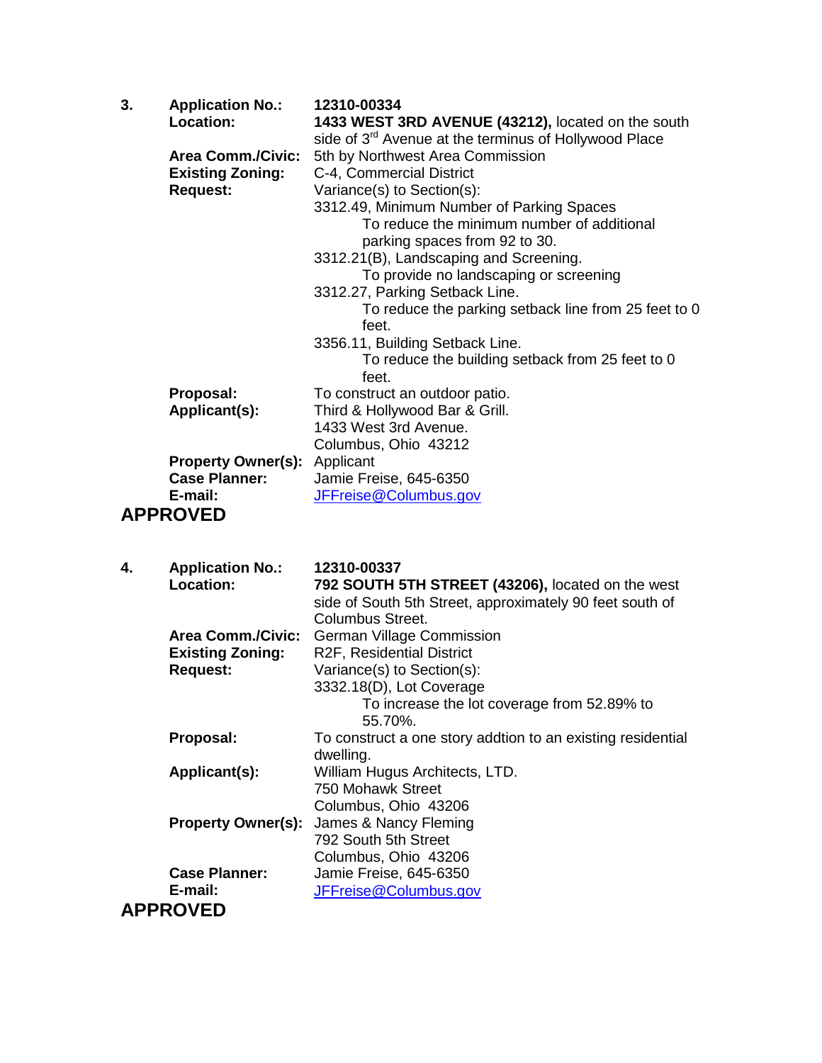**3.** **Application No.:** 12310-00334

**Location:** **1433 WEST 3RD AVENUE (43212),** located on the south side of 3rd Avenue at the terminus of Hollywood Place

**Area Comm./Civic:** 5th by Northwest Area Commission

**Existing Zoning:** C-4, Commercial District

**Request:** Variance(s) to Section(s):

3312.49, Minimum Number of Parking Spaces
- To reduce the minimum number of additional parking spaces from 92 to 30.

3312.21(B), Landscaping and Screening.
- To provide no landscaping or screening

3312.27, Parking Setback Line.
- To reduce the parking setback line from 25 feet to 0 feet.

3356.11, Building Setback Line.
- To reduce the building setback from 25 feet to 0 feet.

**Proposal:** To construct an outdoor patio.

**Applicant(s):** Third & Hollywood Bar & Grill.
1433 West 3rd Avenue.
Columbus, Ohio 43212

**Property Owner(s):** Applicant

**Case Planner:** Jamie Freise, 645-6350

**E-mail:** JFFreise@Columbus.gov

**APPROVED**

**4.** **Application No.:** 12310-00337

**Location:** **792 SOUTH 5TH STREET (43206),** located on the west side of South 5th Street, approximately 90 feet south of Columbus Street.

**Area Comm./Civic:** German Village Commission

**Existing Zoning:** R2F, Residential District

**Request:** Variance(s) to Section(s):

3332.18(D), Lot Coverage
- To increase the lot coverage from 52.89% to 55.70%.

**Proposal:** To construct a one story addtion to an existing residential dwelling.

**Applicant(s):** William Hugus Architects, LTD.
750 Mohawk Street
Columbus, Ohio 43206

**Property Owner(s):** James & Nancy Fleming
792 South 5th Street
Columbus, Ohio 43206

**Case Planner:** Jamie Freise, 645-6350

**E-mail:** JFFreise@Columbus.gov

**APPROVED**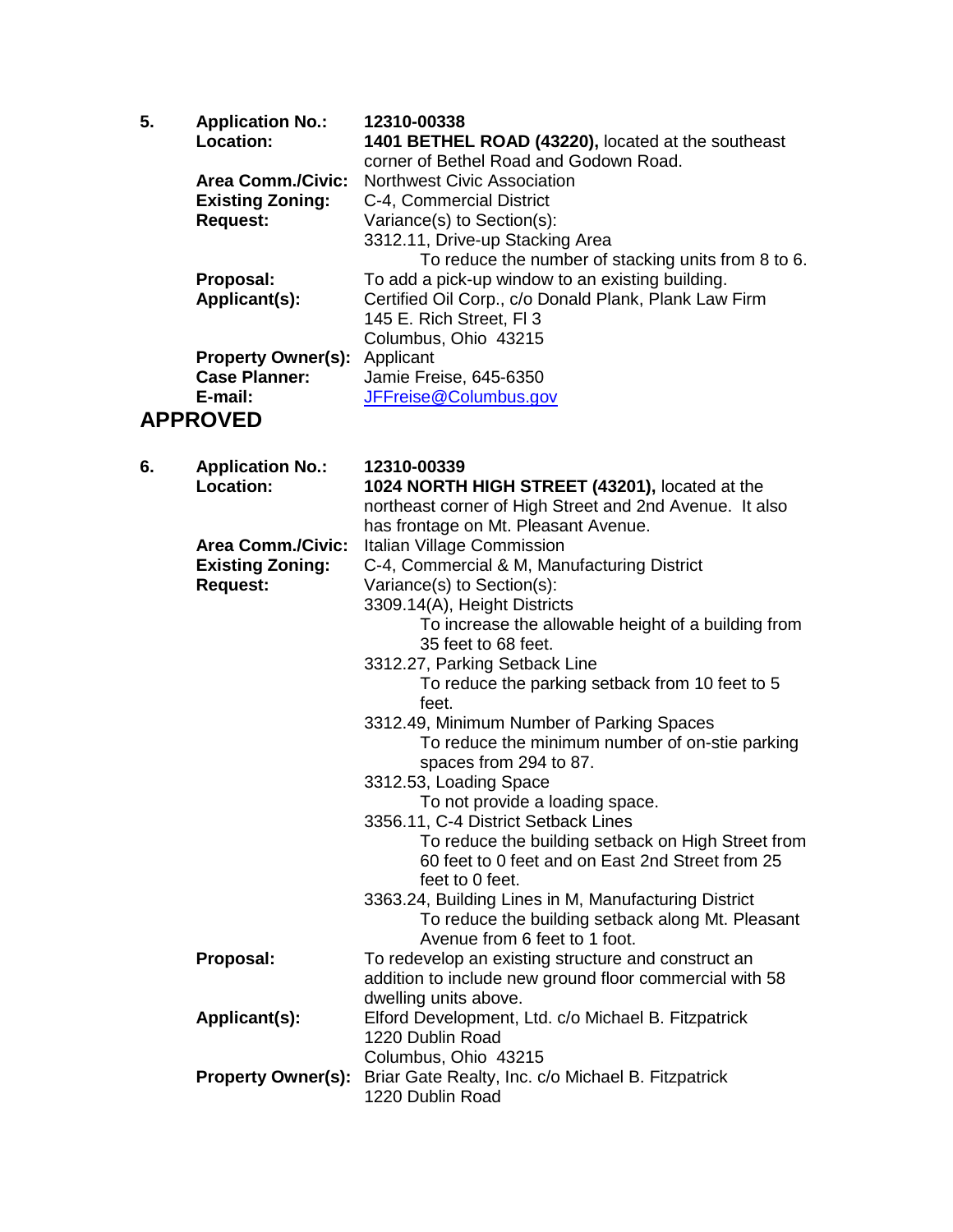5. **Application No.:** **12310-00338**
   **Location:** **1401 BETHEL ROAD (43220),** located at the southeast corner of Bethel Road and Godown Road.
   **Area Comm./Civic:** Northwest Civic Association
   **Existing Zoning:** C-4, Commercial District
   **Request:** Variance(s) to Section(s):
   3312.11, Drive-up Stacking Area
   To reduce the number of stacking units from 8 to 6.
   **Proposal:** To add a pick-up window to an existing building.
   **Applicant(s):** Certified Oil Corp., c/o Donald Plank, Plank Law Firm
   145 E. Rich Street, Fl 3
   Columbus, Ohio 43215
   **Property Owner(s):** Applicant
   **Case Planner:** Jamie Freise, 645-6350
   **E-mail:** JFFreise@Columbus.gov

## APPROVED

6. **Application No.:** **12310-00339**
   **Location:** **1024 NORTH HIGH STREET (43201),** located at the northeast corner of High Street and 2nd Avenue. It also has frontage on Mt. Pleasant Avenue.
   **Area Comm./Civic:** Italian Village Commission
   **Existing Zoning:** C-4, Commercial & M, Manufacturing District
   **Request:** Variance(s) to Section(s):
   3309.14(A), Height Districts
   To increase the allowable height of a building from 35 feet to 68 feet.
   3312.27, Parking Setback Line
   To reduce the parking setback from 10 feet to 5 feet.
   3312.49, Minimum Number of Parking Spaces
   To reduce the minimum number of on-stie parking spaces from 294 to 87.
   3312.53, Loading Space
   To not provide a loading space.
   3356.11, C-4 District Setback Lines
   To reduce the building setback on High Street from 60 feet to 0 feet and on East 2nd Street from 25 feet to 0 feet.
   3363.24, Building Lines in M, Manufacturing District
   To reduce the building setback along Mt. Pleasant Avenue from 6 feet to 1 foot.
   **Proposal:** To redevelop an existing structure and construct an addition to include new ground floor commercial with 58 dwelling units above.
   **Applicant(s):** Elford Development, Ltd. c/o Michael B. Fitzpatrick
   1220 Dublin Road
   Columbus, Ohio 43215
   **Property Owner(s):** Briar Gate Realty, Inc. c/o Michael B. Fitzpatrick
   1220 Dublin Road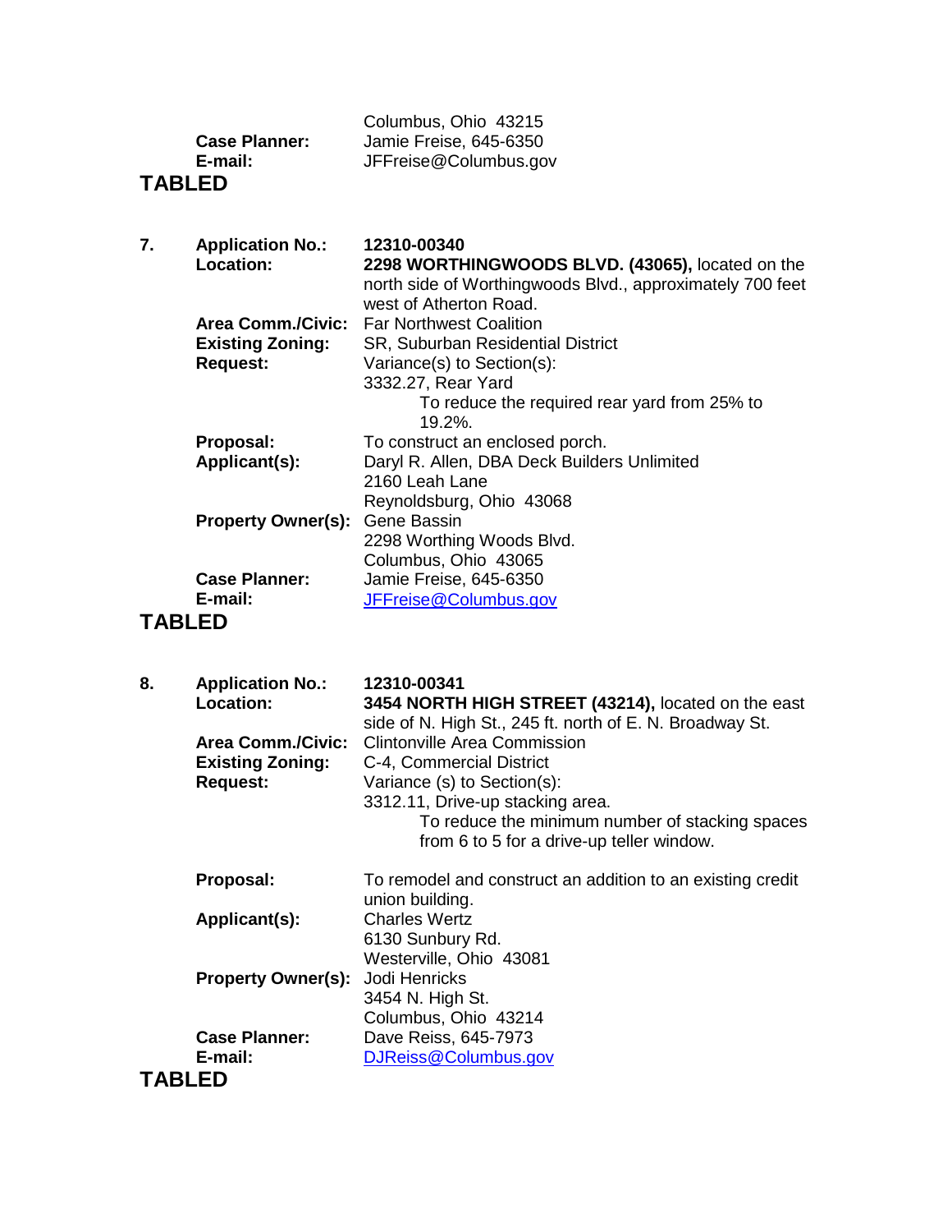Columbus, Ohio 43215

**Case Planner:** Jamie Freise, 645-6350
**E-mail:** JFFreise@Columbus.gov

**TABLED**

**7.** **Application No.:** **12310-00340**

**Location:** **2298 WORTHINGWOODS BLVD. (43065),** located on the north side of Worthingwoods Blvd., approximately 700 feet west of Atherton Road.

**Area Comm./Civic:** Far Northwest Coalition

**Existing Zoning:** SR, Suburban Residential District

**Request:** Variance(s) to Section(s):
3332.27, Rear Yard
To reduce the required rear yard from 25% to 19.2%.

**Proposal:** To construct an enclosed porch.

**Applicant(s):** Daryl R. Allen, DBA Deck Builders Unlimited
2160 Leah Lane
Reynoldsburg, Ohio 43068

**Property Owner(s):** Gene Bassin
2298 Worthing Woods Blvd.
Columbus, Ohio 43065

**Case Planner:** Jamie Freise, 645-6350
**E-mail:** JFFreise@Columbus.gov

**TABLED**

**8.** **Application No.:** **12310-00341**

**Location:** **3454 NORTH HIGH STREET (43214),** located on the east side of N. High St., 245 ft. north of E. N. Broadway St.

**Area Comm./Civic:** Clintonville Area Commission

**Existing Zoning:** C-4, Commercial District

**Request:** Variance (s) to Section(s):
3312.11, Drive-up stacking area.
To reduce the minimum number of stacking spaces from 6 to 5 for a drive-up teller window.

**Proposal:** To remodel and construct an addition to an existing credit union building.

**Applicant(s):** Charles Wertz
6130 Sunbury Rd.
Westerville, Ohio 43081

**Property Owner(s):** Jodi Henricks
3454 N. High St.
Columbus, Ohio 43214

**Case Planner:** Dave Reiss, 645-7973
**E-mail:** DJReiss@Columbus.gov

**TABLED**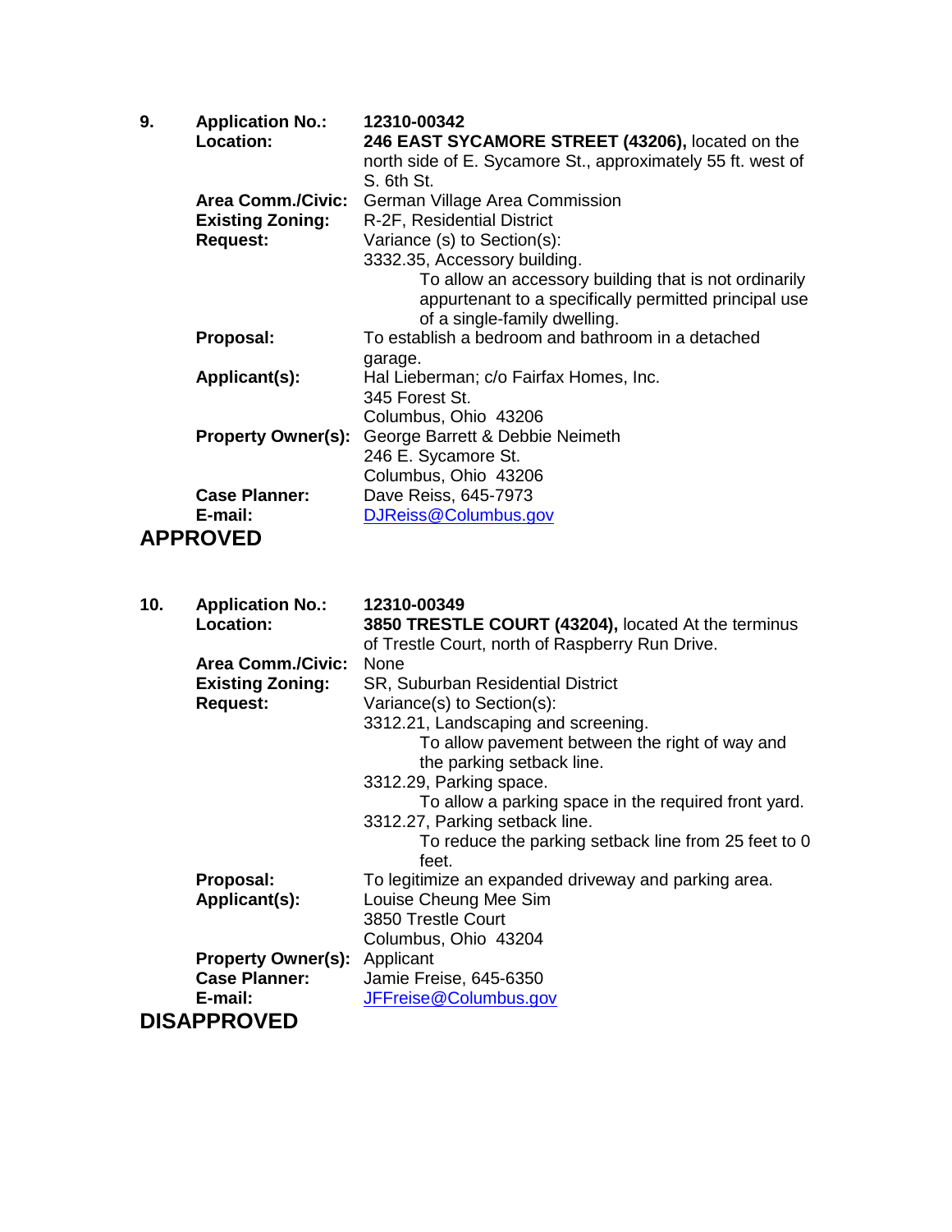**9.** **Application No.:** **12310-00342**

**Location:** **246 EAST SYCAMORE STREET (43206),** located on the north side of E. Sycamore St., approximately 55 ft. west of S. 6th St.

**Area Comm./Civic:** German Village Area Commission

**Existing Zoning:** R-2F, Residential District

**Request:** Variance (s) to Section(s):

3332.35, Accessory building.

To allow an accessory building that is not ordinarily appurtenant to a specifically permitted principal use of a single-family dwelling.

**Proposal:** To establish a bedroom and bathroom in a detached garage.

**Applicant(s):** Hal Lieberman; c/o Fairfax Homes, Inc.
345 Forest St.
Columbus, Ohio 43206

**Property Owner(s):** George Barrett & Debbie Neimeth
246 E. Sycamore St.
Columbus, Ohio 43206

**Case Planner:** Dave Reiss, 645-7973

**E-mail:** DJReiss@Columbus.gov

## APPROVED

**10.** **Application No.:** **12310-00349**

**Location:** **3850 TRESTLE COURT (43204),** located At the terminus of Trestle Court, north of Raspberry Run Drive.

**Area Comm./Civic:** None

**Existing Zoning:** SR, Suburban Residential District

**Request:** Variance(s) to Section(s):

3312.21, Landscaping and screening.

To allow pavement between the right of way and the parking setback line.

3312.29, Parking space.

To allow a parking space in the required front yard.

3312.27, Parking setback line.

To reduce the parking setback line from 25 feet to 0 feet.

**Proposal:** To legitimize an expanded driveway and parking area.

**Applicant(s):** Louise Cheung Mee Sim
3850 Trestle Court
Columbus, Ohio 43204

**Property Owner(s):** Applicant

**Case Planner:** Jamie Freise, 645-6350

**E-mail:** JFFreise@Columbus.gov

## DISAPPROVED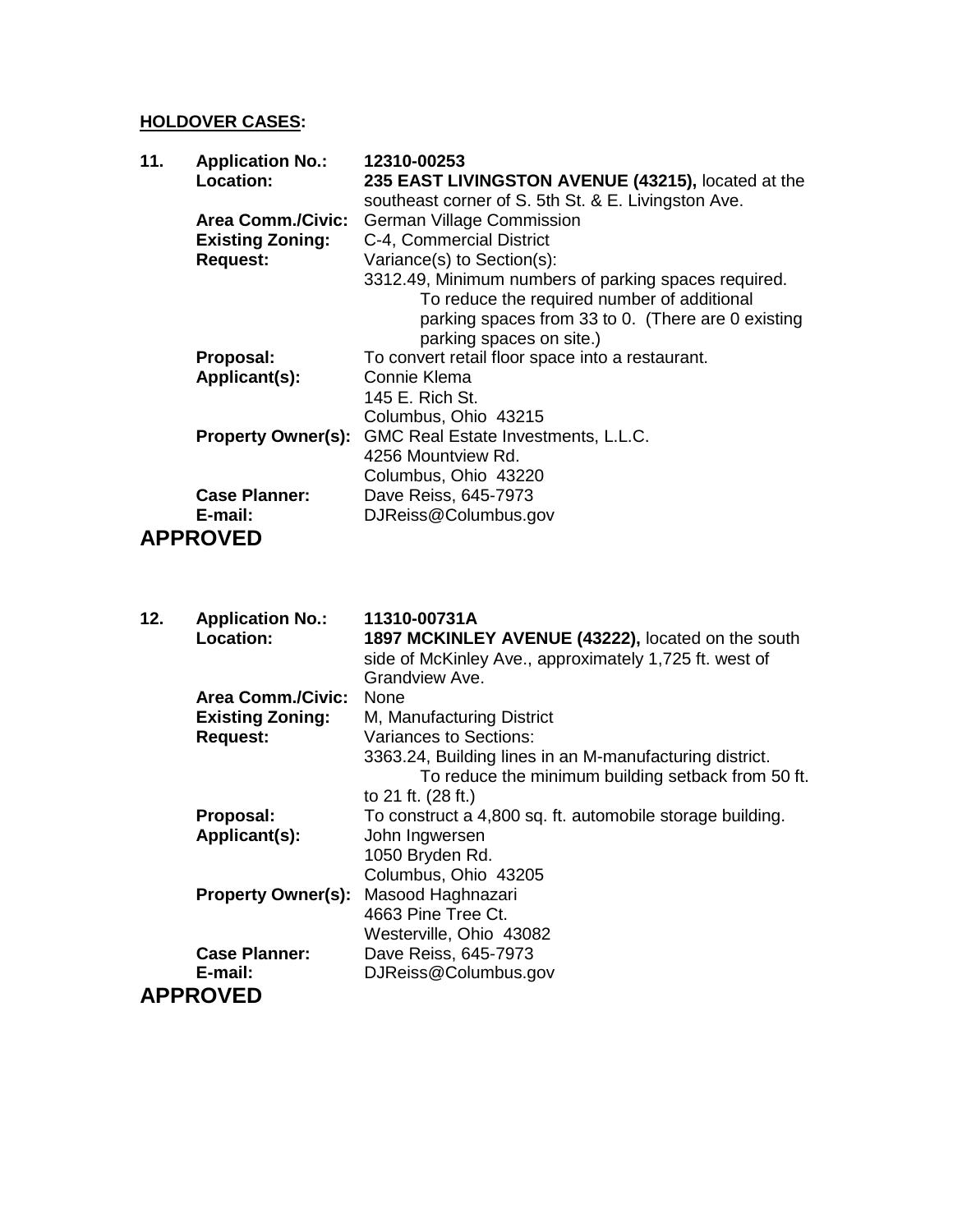**HOLDOVER CASES:**

**11.** **Application No.:** **12310-00253**
**Location:** **235 EAST LIVINGSTON AVENUE (43215),** located at the southeast corner of S. 5th St. & E. Livingston Ave.
**Area Comm./Civic:** German Village Commission
**Existing Zoning:** C-4, Commercial District
**Request:** Variance(s) to Section(s):
3312.49, Minimum numbers of parking spaces required.
To reduce the required number of additional parking spaces from 33 to 0. (There are 0 existing parking spaces on site.)
**Proposal:** To convert retail floor space into a restaurant.
**Applicant(s):** Connie Klema
145 E. Rich St.
Columbus, Ohio 43215
**Property Owner(s):** GMC Real Estate Investments, L.L.C.
4256 Mountview Rd.
Columbus, Ohio 43220
**Case Planner:** Dave Reiss, 645-7973
**E-mail:** DJReiss@Columbus.gov

**APPROVED**

**12.** **Application No.:** **11310-00731A**
**Location:** **1897 MCKINLEY AVENUE (43222),** located on the south side of McKinley Ave., approximately 1,725 ft. west of Grandview Ave.
**Area Comm./Civic:** None
**Existing Zoning:** M, Manufacturing District
**Request:** Variances to Sections:
3363.24, Building lines in an M-manufacturing district.
To reduce the minimum building setback from 50 ft. to 21 ft. (28 ft.)
**Proposal:** To construct a 4,800 sq. ft. automobile storage building.
**Applicant(s):** John Ingwersen
1050 Bryden Rd.
Columbus, Ohio 43205
**Property Owner(s):** Masood Haghnazari
4663 Pine Tree Ct.
Westerville, Ohio 43082
**Case Planner:** Dave Reiss, 645-7973
**E-mail:** DJReiss@Columbus.gov

**APPROVED**